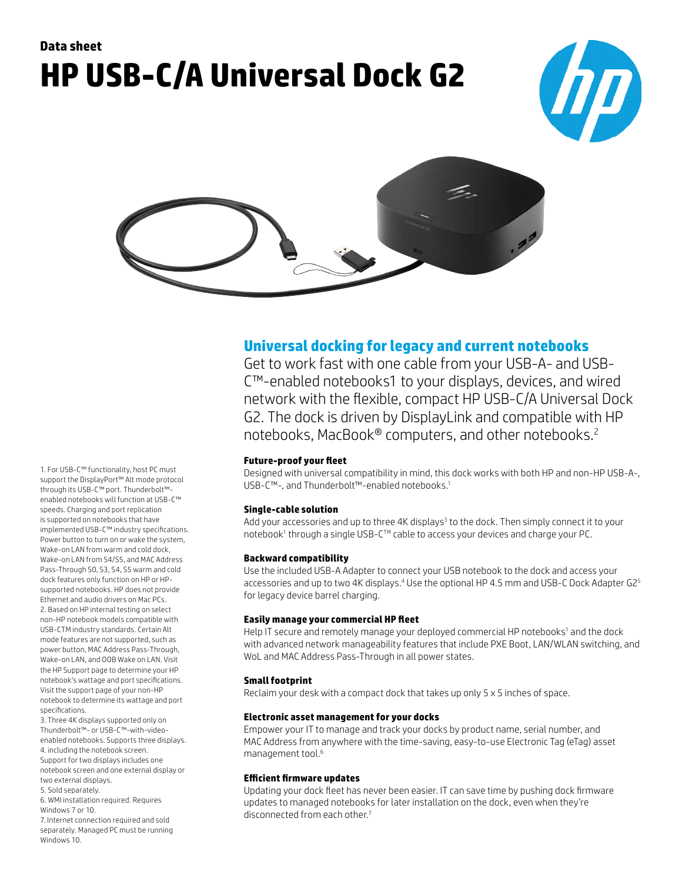**Data sheet**

# HP USB-C/A Universal Dock G2

## Universal docking for legacy and current notebooks

Get to work fast with one cable from your USB-A- and USB-C™-enabled notebooks1 to your displays, devices, and wired network with the flexible, compact HP USB-C/A Universal Dock G2. The dock is driven by DisplayLink and compatible with HP notebooks, MacBook® computers, and other notebooks.[2]

### Future-proof your fleet

Designed with universal compatibility in mind, this dock works with both HP and non-HP USB-A-, USB-C™-, and Thunderbolt™-enabled notebooks.[1]

### Single-cable solution

Add your accessories and up to three 4K displays[3] to the dock. Then simply connect it to your notebook[1] through a single USB-C™ cable to access your devices and charge your PC.

### Backward compatibility

Use the included USB-A Adapter to connect your USB notebook to the dock and access your accessories and up to two 4K displays.[4] Use the optional HP 4.5 mm and USB-C Dock Adapter G2[5] for legacy device barrel charging.

### Easily manage your commercial HP fleet

Help IT secure and remotely manage your deployed commercial HP notebooks[1] and the dock with advanced network manageability features that include PXE Boot, LAN/WLAN switching, and WoL and MAC Address Pass-Through in all power states.

### Small footprint

Reclaim your desk with a compact dock that takes up only 5 x 5 inches of space.

### Electronic asset management for your docks

Empower your IT to manage and track your docks by product name, serial number, and MAC Address from anywhere with the time-saving, easy-to-use Electronic Tag (eTag) asset management tool.[6]

### Efficient firmware updates

Updating your dock fleet has never been easier. IT can save time by pushing dock firmware updates to managed notebooks for later installation on the dock, even when they're disconnected from each other.[7]

---

1. For USB-C™ functionality, host PC must support the DisplayPort™ Alt mode protocol through its USB-C™ port. Thunderbolt™-enabled notebooks will function at USB-C™ speeds. Charging and port replication is supported on notebooks that have implemented USB-C™ industry specifications. Power button to turn on or wake the system, Wake-on LAN from warm and cold dock, Wake-on LAN from S4/S5, and MAC Address Pass-Through S0, S3, S4, S5 warm and cold dock features only function on HP or HP-supported notebooks. HP does not provide Ethernet and audio drivers on Mac PCs.
2. Based on HP internal testing on select non-HP notebook models compatible with USB-CTM industry standards. Certain Alt mode features are not supported, such as power button, MAC Address Pass-Through, Wake-on LAN, and OOB Wake on LAN. Visit the HP Support page to determine your HP notebook's wattage and port specifications. Visit the support page of your non-HP notebook to determine its wattage and port specifications.
3. Three 4K displays supported only on Thunderbolt™- or USB-C™-with-video-enabled notebooks. Supports three displays.
4. including the notebook screen. Support for two displays includes one notebook screen and one external display or two external displays.
5. Sold separately.
6. WMI installation required. Requires Windows 7 or 10.
7. Internet connection required and sold separately. Managed PC must be running Windows 10.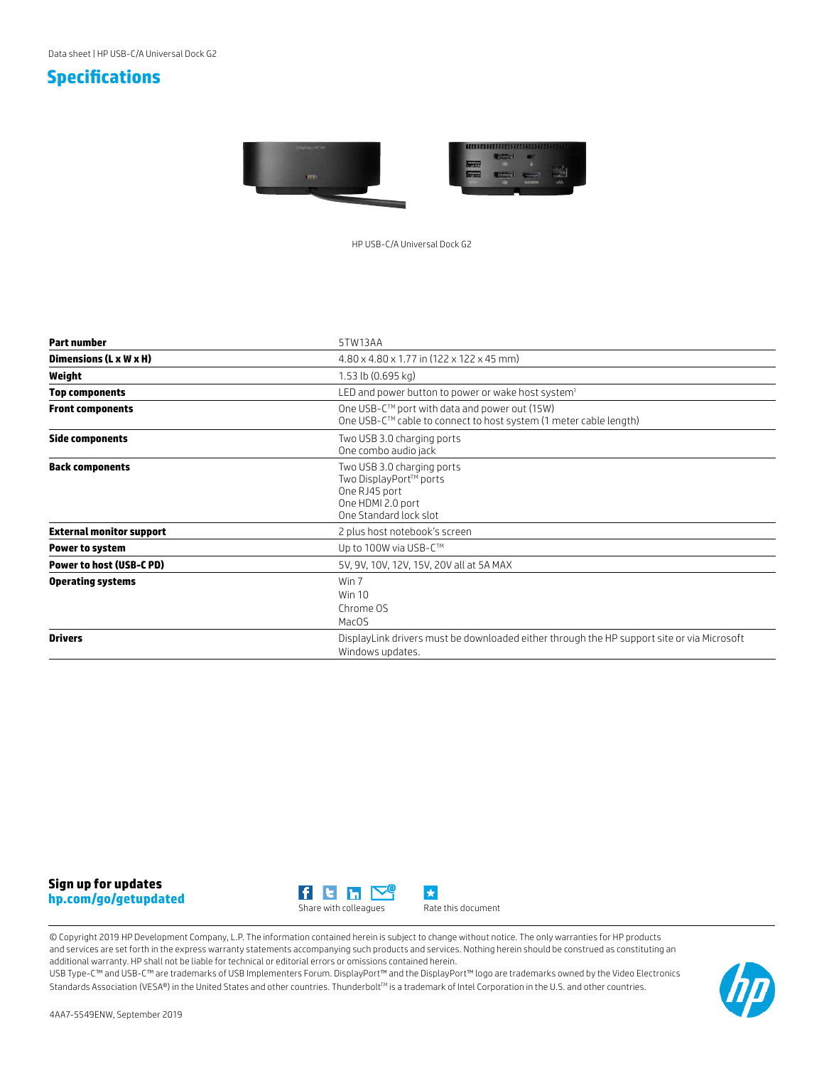## Specifications

HP USB-C/A Universal Dock G2

| | |
|---|---|
| **Part number** | 5TW13AA |
| **Dimensions (L x W x H)** | 4.80 x 4.80 x 1.77 in (122 x 122 x 45 mm) |
| **Weight** | 1.53 lb (0.695 kg) |
| **Top components** | LED and power button to power or wake host system[1] |
| **Front components** | One USB-C™ port with data and power out (15W)<br>One USB-C™ cable to connect to host system (1 meter cable length) |
| **Side components** | Two USB 3.0 charging ports<br>One combo audio jack |
| **Back components** | Two USB 3.0 charging ports<br>Two DisplayPort™ ports<br>One RJ45 port<br>One HDMI 2.0 port<br>One Standard lock slot |
| **External monitor support** | 2 plus host notebook's screen |
| **Power to system** | Up to 100W via USB-C™ |
| **Power to host (USB-C PD)** | 5V, 9V, 10V, 12V, 15V, 20V all at 5A MAX |
| **Operating systems** | Win 7<br>Win 10<br>Chrome OS<br>MacOS |
| **Drivers** | DisplayLink drivers must be downloaded either through the HP support site or via Microsoft Windows updates. |

**Sign up for updates**
**hp.com/go/getupdated**

Share with colleagues

Rate this document

© Copyright 2019 HP Development Company, L.P. The information contained herein is subject to change without notice. The only warranties for HP products and services are set forth in the express warranty statements accompanying such products and services. Nothing herein should be construed as constituting an additional warranty. HP shall not be liable for technical or editorial errors or omissions contained herein.
USB Type-C™ and USB-C™ are trademarks of USB Implementers Forum. DisplayPort™ and the DisplayPort™ logo are trademarks owned by the Video Electronics Standards Association (VESA®) in the United States and other countries. Thunderbolt™ is a trademark of Intel Corporation in the U.S. and other countries.

4AA7-5549ENW, September 2019